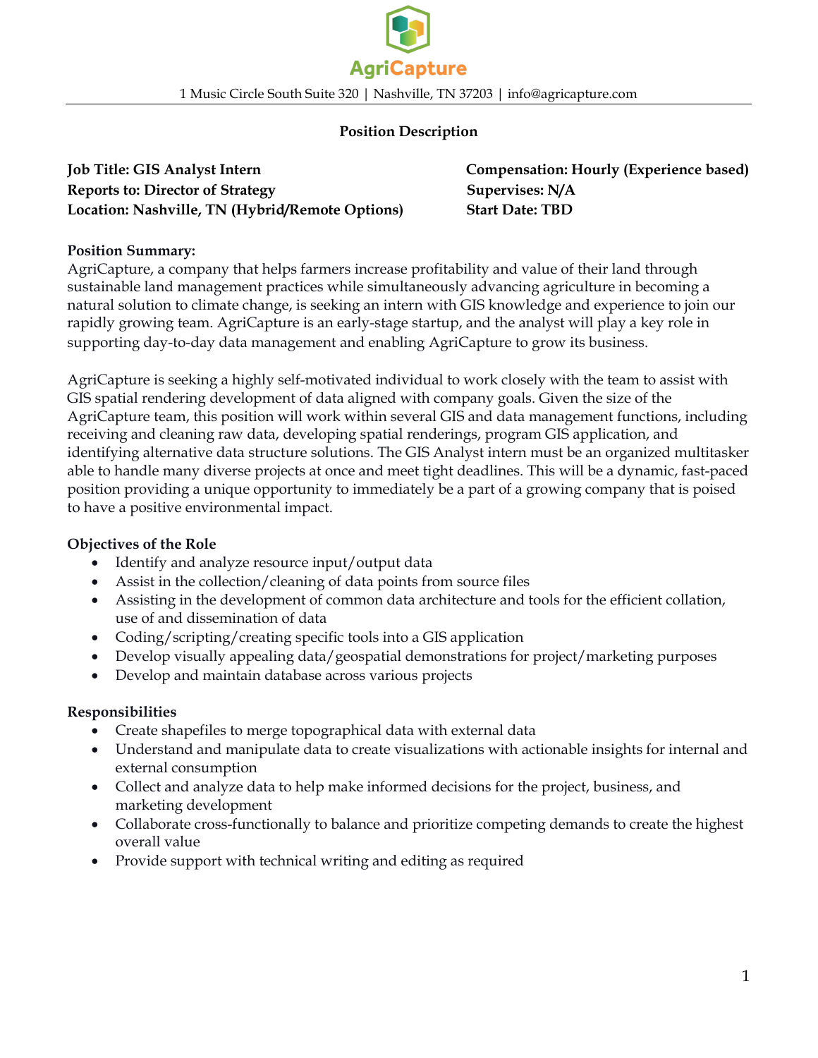AgriCapture

1 Music Circle South Suite 320 | Nashville, TN 37203 | info@agricapture.com

## Position Description

**Job Title: GIS Analyst Intern**
**Reports to: Director of Strategy**
**Location: Nashville, TN (Hybrid/Remote Options)**

**Compensation: Hourly (Experience based)**
**Supervises: N/A**
**Start Date: TBD**

**Position Summary:**
AgriCapture, a company that helps farmers increase profitability and value of their land through sustainable land management practices while simultaneously advancing agriculture in becoming a natural solution to climate change, is seeking an intern with GIS knowledge and experience to join our rapidly growing team. AgriCapture is an early-stage startup, and the analyst will play a key role in supporting day-to-day data management and enabling AgriCapture to grow its business.

AgriCapture is seeking a highly self-motivated individual to work closely with the team to assist with GIS spatial rendering development of data aligned with company goals. Given the size of the AgriCapture team, this position will work within several GIS and data management functions, including receiving and cleaning raw data, developing spatial renderings, program GIS application, and identifying alternative data structure solutions. The GIS Analyst intern must be an organized multitasker able to handle many diverse projects at once and meet tight deadlines. This will be a dynamic, fast-paced position providing a unique opportunity to immediately be a part of a growing company that is poised to have a positive environmental impact.

**Objectives of the Role**

- Identify and analyze resource input/output data
- Assist in the collection/cleaning of data points from source files
- Assisting in the development of common data architecture and tools for the efficient collation, use of and dissemination of data
- Coding/scripting/creating specific tools into a GIS application
- Develop visually appealing data/geospatial demonstrations for project/marketing purposes
- Develop and maintain database across various projects

**Responsibilities**

- Create shapefiles to merge topographical data with external data
- Understand and manipulate data to create visualizations with actionable insights for internal and external consumption
- Collect and analyze data to help make informed decisions for the project, business, and marketing development
- Collaborate cross-functionally to balance and prioritize competing demands to create the highest overall value
- Provide support with technical writing and editing as required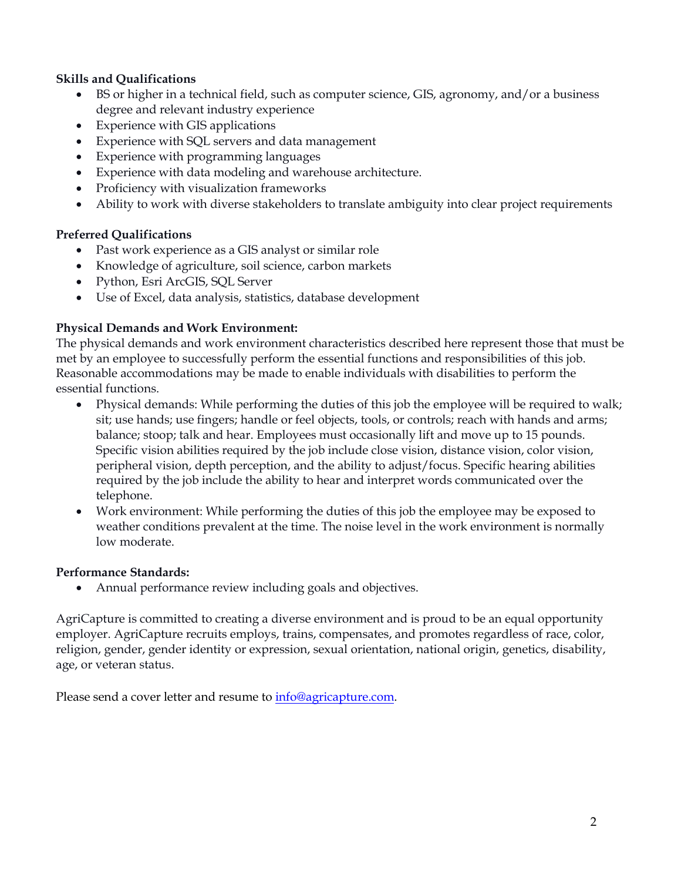**Skills and Qualifications**

- BS or higher in a technical field, such as computer science, GIS, agronomy, and/or a business degree and relevant industry experience
- Experience with GIS applications
- Experience with SQL servers and data management
- Experience with programming languages
- Experience with data modeling and warehouse architecture.
- Proficiency with visualization frameworks
- Ability to work with diverse stakeholders to translate ambiguity into clear project requirements

**Preferred Qualifications**

- Past work experience as a GIS analyst or similar role
- Knowledge of agriculture, soil science, carbon markets
- Python, Esri ArcGIS, SQL Server
- Use of Excel, data analysis, statistics, database development

**Physical Demands and Work Environment:**

The physical demands and work environment characteristics described here represent those that must be met by an employee to successfully perform the essential functions and responsibilities of this job. Reasonable accommodations may be made to enable individuals with disabilities to perform the essential functions.

- Physical demands: While performing the duties of this job the employee will be required to walk; sit; use hands; use fingers; handle or feel objects, tools, or controls; reach with hands and arms; balance; stoop; talk and hear. Employees must occasionally lift and move up to 15 pounds. Specific vision abilities required by the job include close vision, distance vision, color vision, peripheral vision, depth perception, and the ability to adjust/focus. Specific hearing abilities required by the job include the ability to hear and interpret words communicated over the telephone.
- Work environment: While performing the duties of this job the employee may be exposed to weather conditions prevalent at the time. The noise level in the work environment is normally low moderate.

**Performance Standards:**

- Annual performance review including goals and objectives.

AgriCapture is committed to creating a diverse environment and is proud to be an equal opportunity employer. AgriCapture recruits employs, trains, compensates, and promotes regardless of race, color, religion, gender, gender identity or expression, sexual orientation, national origin, genetics, disability, age, or veteran status.

Please send a cover letter and resume to info@agricapture.com.